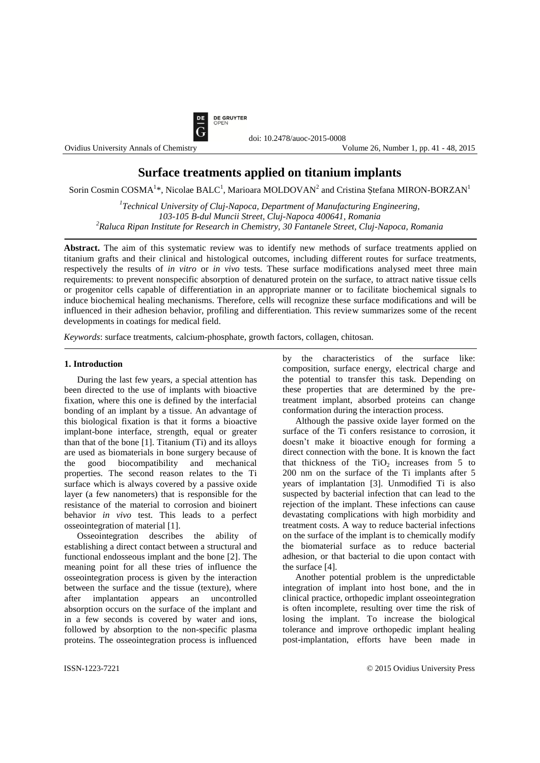# Surface treatments applied on titanium implants

Sorin Cosmin COSMA[1]*, Nicolae BALC[1], Marioara MOLDOVAN[2] and Cristina Ștefana MIRON-BORZAN[1]

[1]*Technical University of Cluj-Napoca, Department of Manufacturing Engineering, 103-105 B-dul Muncii Street, Cluj-Napoca 400641, Romania*
[2]*Raluca Ripan Institute for Research in Chemistry, 30 Fantanele Street, Cluj-Napoca, Romania*

**Abstract.** The aim of this systematic review was to identify new methods of surface treatments applied on titanium grafts and their clinical and histological outcomes, including different routes for surface treatments, respectively the results of *in vitro* or *in vivo* tests. These surface modifications analysed meet three main requirements: to prevent nonspecific absorption of denatured protein on the surface, to attract native tissue cells or progenitor cells capable of differentiation in an appropriate manner or to facilitate biochemical signals to induce biochemical healing mechanisms. Therefore, cells will recognize these surface modifications and will be influenced in their adhesion behavior, profiling and differentiation. This review summarizes some of the recent developments in coatings for medical field.

*Keywords*: surface treatments, calcium-phosphate, growth factors, collagen, chitosan.

## 1. Introduction

During the last few years, a special attention has been directed to the use of implants with bioactive fixation, where this one is defined by the interfacial bonding of an implant by a tissue. An advantage of this biological fixation is that it forms a bioactive implant-bone interface, strength, equal or greater than that of the bone [1]. Titanium (Ti) and its alloys are used as biomaterials in bone surgery because of the good biocompatibility and mechanical properties. The second reason relates to the Ti surface which is always covered by a passive oxide layer (a few nanometers) that is responsible for the resistance of the material to corrosion and bioinert behavior *in vivo* test. This leads to a perfect osseointegration of material [1].

Osseointegration describes the ability of establishing a direct contact between a structural and functional endosseous implant and the bone [2]. The meaning point for all these tries of influence the osseointegration process is given by the interaction between the surface and the tissue (texture), where after implantation appears an uncontrolled absorption occurs on the surface of the implant and in a few seconds is covered by water and ions, followed by absorption to the non-specific plasma proteins. The osseointegration process is influenced by the characteristics of the surface like: composition, surface energy, electrical charge and the potential to transfer this task. Depending on these properties that are determined by the pre-treatment implant, absorbed proteins can change conformation during the interaction process.

Although the passive oxide layer formed on the surface of the Ti confers resistance to corrosion, it doesn't make it bioactive enough for forming a direct connection with the bone. It is known the fact that thickness of the $TiO_2$ increases from 5 to 200 nm on the surface of the Ti implants after 5 years of implantation [3]. Unmodified Ti is also suspected by bacterial infection that can lead to the rejection of the implant. These infections can cause devastating complications with high morbidity and treatment costs. A way to reduce bacterial infections on the surface of the implant is to chemically modify the biomaterial surface as to reduce bacterial adhesion, or that bacterial to die upon contact with the surface [4].

Another potential problem is the unpredictable integration of implant into host bone, and the in clinical practice, orthopedic implant osseointegration is often incomplete, resulting over time the risk of losing the implant. To increase the biological tolerance and improve orthopedic implant healing post-implantation, efforts have been made in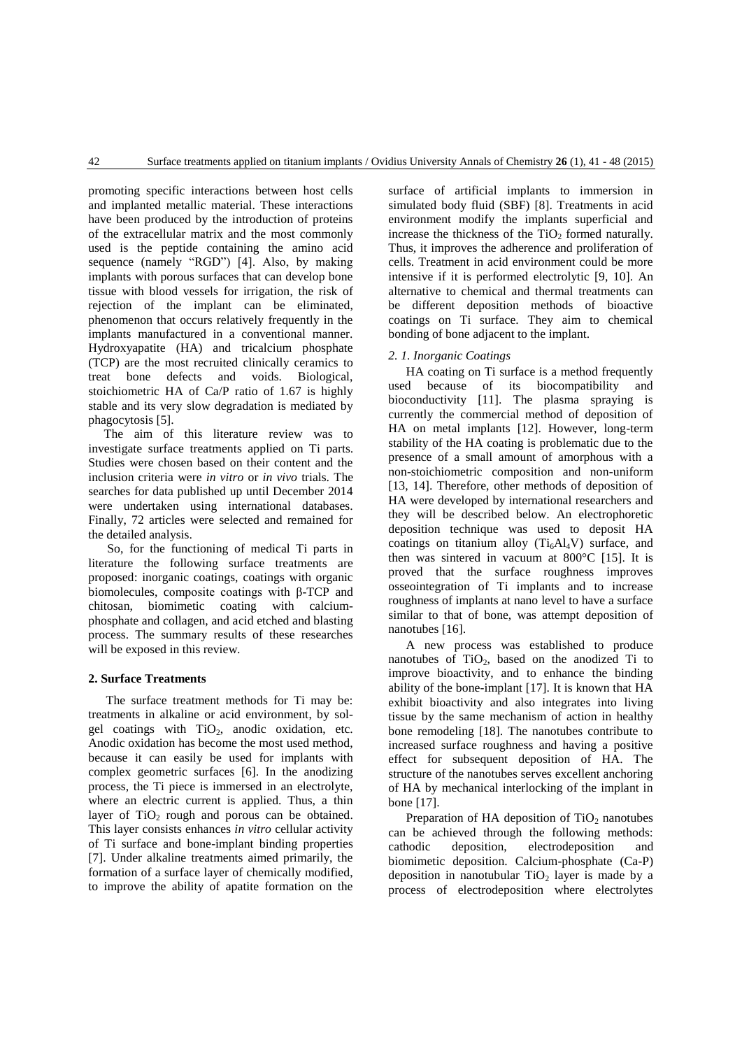promoting specific interactions between host cells and implanted metallic material. These interactions have been produced by the introduction of proteins of the extracellular matrix and the most commonly used is the peptide containing the amino acid sequence (namely "RGD") [4]. Also, by making implants with porous surfaces that can develop bone tissue with blood vessels for irrigation, the risk of rejection of the implant can be eliminated, phenomenon that occurs relatively frequently in the implants manufactured in a conventional manner. Hydroxyapatite (HA) and tricalcium phosphate (TCP) are the most recruited clinically ceramics to treat bone defects and voids. Biological, stoichiometric HA of Ca/P ratio of 1.67 is highly stable and its very slow degradation is mediated by phagocytosis [5].

The aim of this literature review was to investigate surface treatments applied on Ti parts. Studies were chosen based on their content and the inclusion criteria were *in vitro* or *in vivo* trials. The searches for data published up until December 2014 were undertaken using international databases. Finally, 72 articles were selected and remained for the detailed analysis.

So, for the functioning of medical Ti parts in literature the following surface treatments are proposed: inorganic coatings, coatings with organic biomolecules, composite coatings with β-TCP and chitosan, biomimetic coating with calcium-phosphate and collagen, and acid etched and blasting process. The summary results of these researches will be exposed in this review.

## 2. Surface Treatments

The surface treatment methods for Ti may be: treatments in alkaline or acid environment, by sol-gel coatings with $TiO_2$, anodic oxidation, etc. Anodic oxidation has become the most used method, because it can easily be used for implants with complex geometric surfaces [6]. In the anodizing process, the Ti piece is immersed in an electrolyte, where an electric current is applied. Thus, a thin layer of $TiO_2$ rough and porous can be obtained. This layer consists enhances *in vitro* cellular activity of Ti surface and bone-implant binding properties [7]. Under alkaline treatments aimed primarily, the formation of a surface layer of chemically modified, to improve the ability of apatite formation on the surface of artificial implants to immersion in simulated body fluid (SBF) [8]. Treatments in acid environment modify the implants superficial and increase the thickness of the $TiO_2$ formed naturally. Thus, it improves the adherence and proliferation of cells. Treatment in acid environment could be more intensive if it is performed electrolytic [9, 10]. An alternative to chemical and thermal treatments can be different deposition methods of bioactive coatings on Ti surface. They aim to chemical bonding of bone adjacent to the implant.

### *2. 1. Inorganic Coatings*

HA coating on Ti surface is a method frequently used because of its biocompatibility and bioconductivity [11]. The plasma spraying is currently the commercial method of deposition of HA on metal implants [12]. However, long-term stability of the HA coating is problematic due to the presence of a small amount of amorphous with a non-stoichiometric composition and non-uniform [13, 14]. Therefore, other methods of deposition of HA were developed by international researchers and they will be described below. An electrophoretic deposition technique was used to deposit HA coatings on titanium alloy ($Ti_6Al_4V$) surface, and then was sintered in vacuum at 800°C [15]. It is proved that the surface roughness improves osseointegration of Ti implants and to increase roughness of implants at nano level to have a surface similar to that of bone, was attempt deposition of nanotubes [16].

A new process was established to produce nanotubes of $TiO_2$, based on the anodized Ti to improve bioactivity, and to enhance the binding ability of the bone-implant [17]. It is known that HA exhibit bioactivity and also integrates into living tissue by the same mechanism of action in healthy bone remodeling [18]. The nanotubes contribute to increased surface roughness and having a positive effect for subsequent deposition of HA. The structure of the nanotubes serves excellent anchoring of HA by mechanical interlocking of the implant in bone [17].

Preparation of HA deposition of $TiO_2$ nanotubes can be achieved through the following methods: cathodic deposition, electrodeposition and biomimetic deposition. Calcium-phosphate (Ca-P) deposition in nanotubular $TiO_2$ layer is made by a process of electrodeposition where electrolytes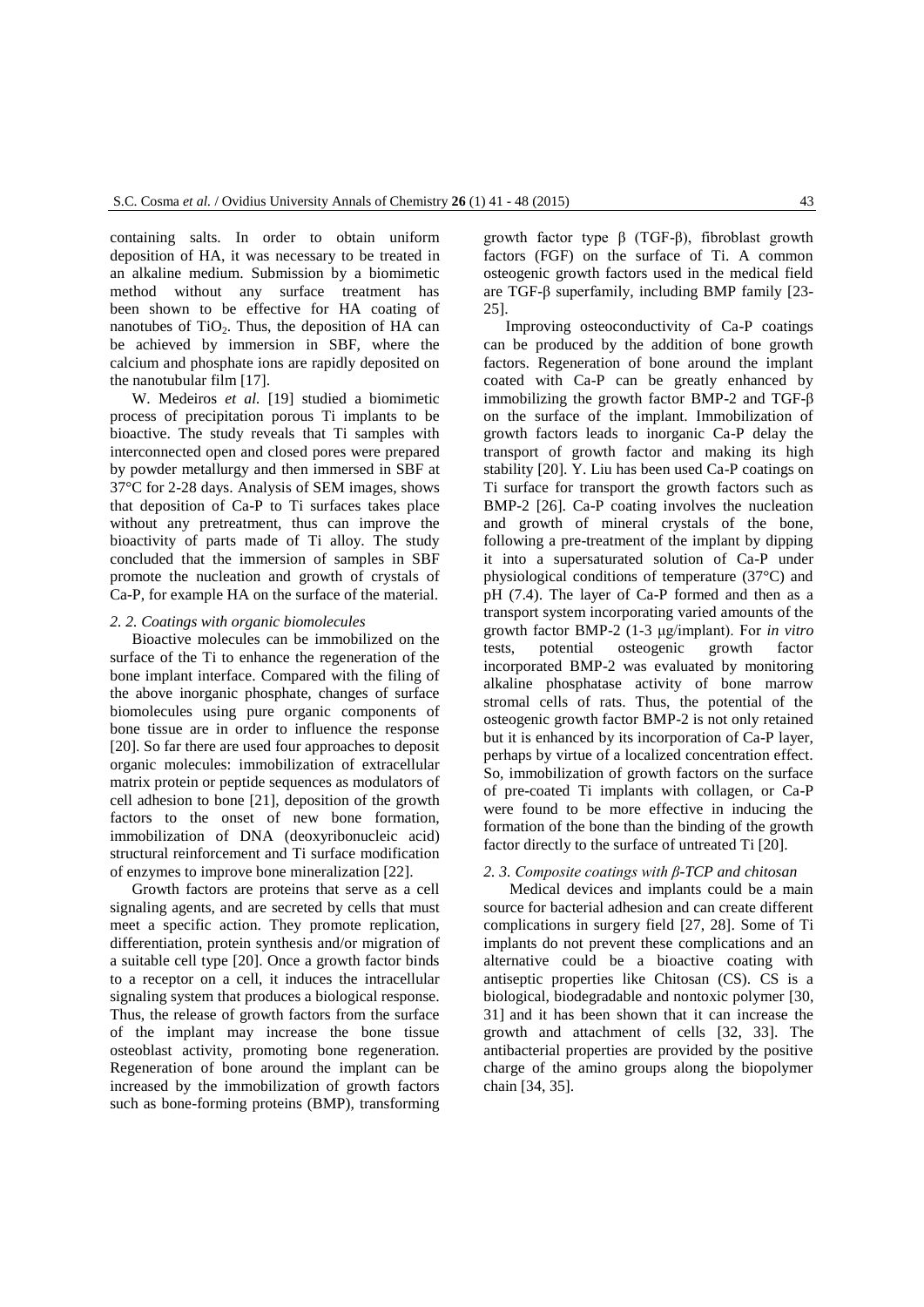containing salts. In order to obtain uniform deposition of HA, it was necessary to be treated in an alkaline medium. Submission by a biomimetic method without any surface treatment has been shown to be effective for HA coating of nanotubes of $TiO_2$. Thus, the deposition of HA can be achieved by immersion in SBF, where the calcium and phosphate ions are rapidly deposited on the nanotubular film [17].

W. Medeiros *et al.* [19] studied a biomimetic process of precipitation porous Ti implants to be bioactive. The study reveals that Ti samples with interconnected open and closed pores were prepared by powder metallurgy and then immersed in SBF at 37°C for 2-28 days. Analysis of SEM images, shows that deposition of Ca-P to Ti surfaces takes place without any pretreatment, thus can improve the bioactivity of parts made of Ti alloy. The study concluded that the immersion of samples in SBF promote the nucleation and growth of crystals of Ca-P, for example HA on the surface of the material.

### *2. 2. Coatings with organic biomolecules*

Bioactive molecules can be immobilized on the surface of the Ti to enhance the regeneration of the bone implant interface. Compared with the filing of the above inorganic phosphate, changes of surface biomolecules using pure organic components of bone tissue are in order to influence the response [20]. So far there are used four approaches to deposit organic molecules: immobilization of extracellular matrix protein or peptide sequences as modulators of cell adhesion to bone [21], deposition of the growth factors to the onset of new bone formation, immobilization of DNA (deoxyribonucleic acid) structural reinforcement and Ti surface modification of enzymes to improve bone mineralization [22].

Growth factors are proteins that serve as a cell signaling agents, and are secreted by cells that must meet a specific action. They promote replication, differentiation, protein synthesis and/or migration of a suitable cell type [20]. Once a growth factor binds to a receptor on a cell, it induces the intracellular signaling system that produces a biological response. Thus, the release of growth factors from the surface of the implant may increase the bone tissue osteoblast activity, promoting bone regeneration. Regeneration of bone around the implant can be increased by the immobilization of growth factors such as bone-forming proteins (BMP), transforming growth factor type β (TGF-β), fibroblast growth factors (FGF) on the surface of Ti. A common osteogenic growth factors used in the medical field are TGF-β superfamily, including BMP family [23-25].

Improving osteoconductivity of Ca-P coatings can be produced by the addition of bone growth factors. Regeneration of bone around the implant coated with Ca-P can be greatly enhanced by immobilizing the growth factor BMP-2 and TGF-β on the surface of the implant. Immobilization of growth factors leads to inorganic Ca-P delay the transport of growth factor and making its high stability [20]. Y. Liu has been used Ca-P coatings on Ti surface for transport the growth factors such as BMP-2 [26]. Ca-P coating involves the nucleation and growth of mineral crystals of the bone, following a pre-treatment of the implant by dipping it into a supersaturated solution of Ca-P under physiological conditions of temperature (37°C) and pH (7.4). The layer of Ca-P formed and then as a transport system incorporating varied amounts of the growth factor BMP-2 (1-3 μg/implant). For *in vitro* tests, potential osteogenic growth factor incorporated BMP-2 was evaluated by monitoring alkaline phosphatase activity of bone marrow stromal cells of rats. Thus, the potential of the osteogenic growth factor BMP-2 is not only retained but it is enhanced by its incorporation of Ca-P layer, perhaps by virtue of a localized concentration effect. So, immobilization of growth factors on the surface of pre-coated Ti implants with collagen, or Ca-P were found to be more effective in inducing the formation of the bone than the binding of the growth factor directly to the surface of untreated Ti [20].

### *2. 3. Composite coatings with β-TCP and chitosan*

Medical devices and implants could be a main source for bacterial adhesion and can create different complications in surgery field [27, 28]. Some of Ti implants do not prevent these complications and an alternative could be a bioactive coating with antiseptic properties like Chitosan (CS). CS is a biological, biodegradable and nontoxic polymer [30, 31] and it has been shown that it can increase the growth and attachment of cells [32, 33]. The antibacterial properties are provided by the positive charge of the amino groups along the biopolymer chain [34, 35].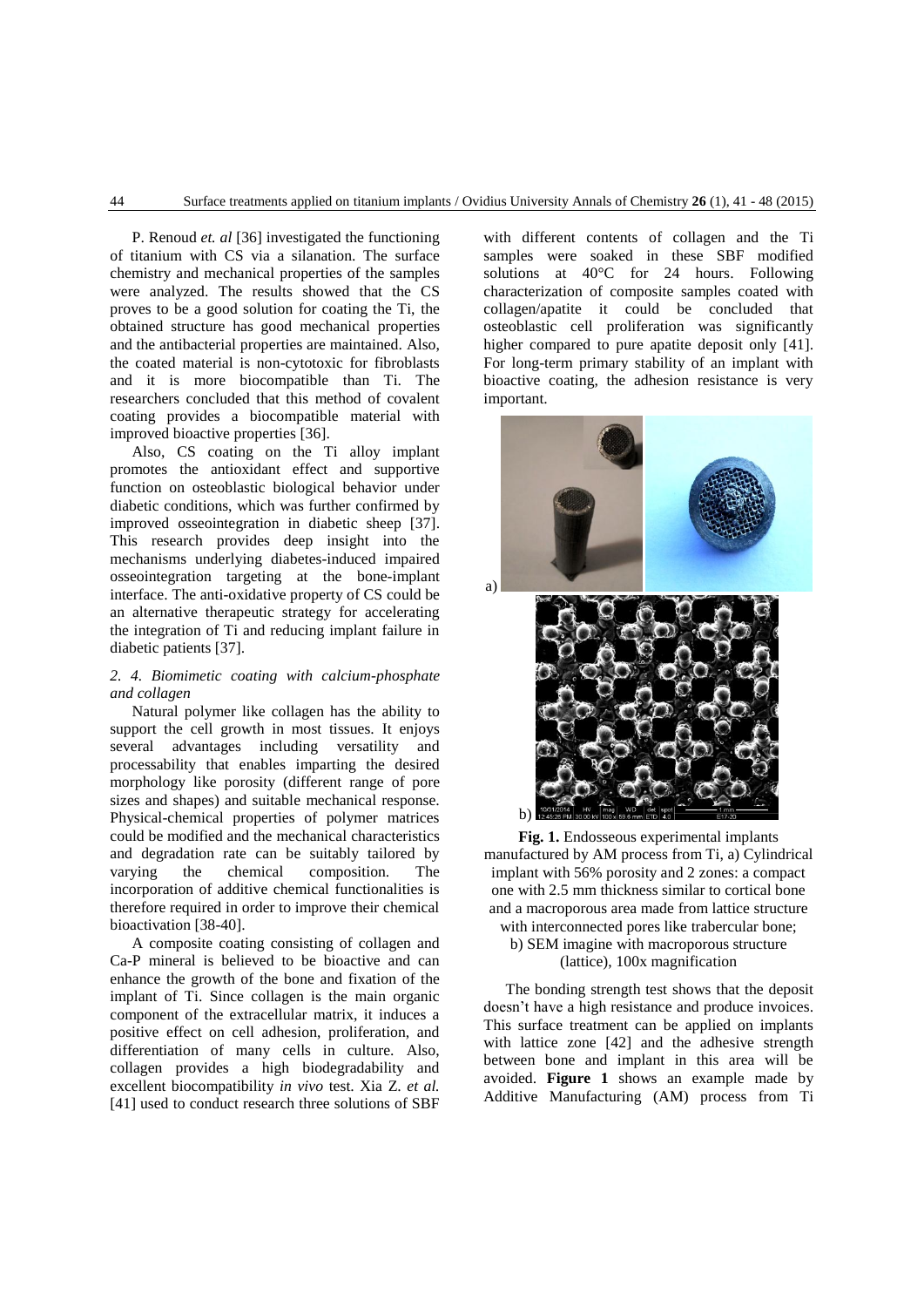P. Renoud *et. al* [36] investigated the functioning of titanium with CS via a silanation. The surface chemistry and mechanical properties of the samples were analyzed. The results showed that the CS proves to be a good solution for coating the Ti, the obtained structure has good mechanical properties and the antibacterial properties are maintained. Also, the coated material is non-cytotoxic for fibroblasts and it is more biocompatible than Ti. The researchers concluded that this method of covalent coating provides a biocompatible material with improved bioactive properties [36].

Also, CS coating on the Ti alloy implant promotes the antioxidant effect and supportive function on osteoblastic biological behavior under diabetic conditions, which was further confirmed by improved osseointegration in diabetic sheep [37]. This research provides deep insight into the mechanisms underlying diabetes-induced impaired osseointegration targeting at the bone-implant interface. The anti-oxidative property of CS could be an alternative therapeutic strategy for accelerating the integration of Ti and reducing implant failure in diabetic patients [37].

### *2. 4. Biomimetic coating with calcium-phosphate and collagen*

Natural polymer like collagen has the ability to support the cell growth in most tissues. It enjoys several advantages including versatility and processability that enables imparting the desired morphology like porosity (different range of pore sizes and shapes) and suitable mechanical response. Physical-chemical properties of polymer matrices could be modified and the mechanical characteristics and degradation rate can be suitably tailored by varying the chemical composition. The incorporation of additive chemical functionalities is therefore required in order to improve their chemical bioactivation [38-40].

A composite coating consisting of collagen and Ca-P mineral is believed to be bioactive and can enhance the growth of the bone and fixation of the implant of Ti. Since collagen is the main organic component of the extracellular matrix, it induces a positive effect on cell adhesion, proliferation, and differentiation of many cells in culture. Also, collagen provides a high biodegradability and excellent biocompatibility *in vivo* test. Xia Z. *et al.* [41] used to conduct research three solutions of SBF with different contents of collagen and the Ti samples were soaked in these SBF modified solutions at 40°C for 24 hours. Following characterization of composite samples coated with collagen/apatite it could be concluded that osteoblastic cell proliferation was significantly higher compared to pure apatite deposit only [41]. For long-term primary stability of an implant with bioactive coating, the adhesion resistance is very important.

a)

b)

**Fig. 1.** Endosseous experimental implants manufactured by AM process from Ti, a) Cylindrical implant with 56% porosity and 2 zones: a compact one with 2.5 mm thickness similar to cortical bone and a macroporous area made from lattice structure with interconnected pores like trabecular bone; b) SEM imagine with macroporous structure (lattice), 100x magnification

The bonding strength test shows that the deposit doesn't have a high resistance and produce invoices. This surface treatment can be applied on implants with lattice zone [42] and the adhesive strength between bone and implant in this area will be avoided. **Figure 1** shows an example made by Additive Manufacturing (AM) process from Ti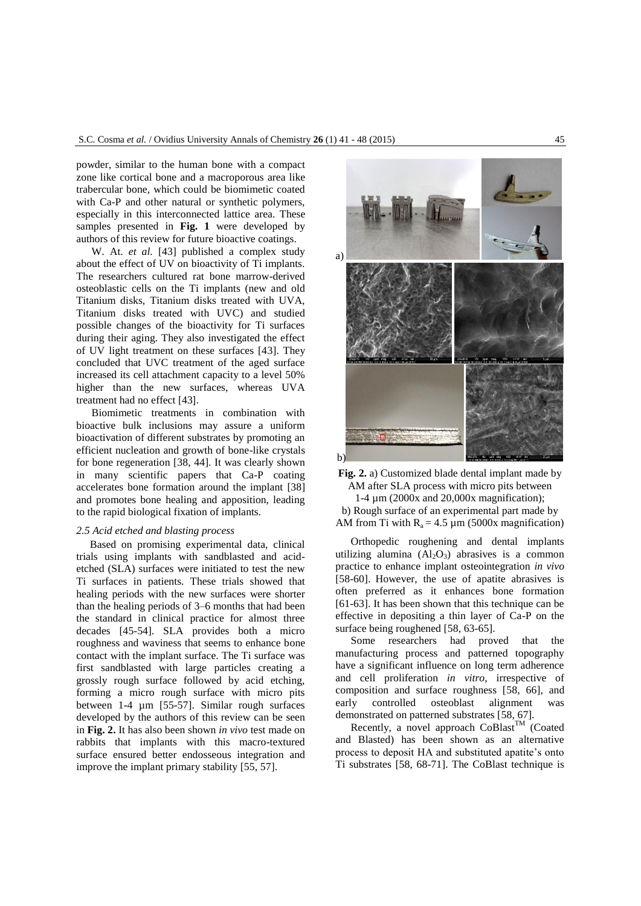powder, similar to the human bone with a compact zone like cortical bone and a macroporous area like trabercular bone, which could be biomimetic coated with Ca-P and other natural or synthetic polymers, especially in this interconnected lattice area. These samples presented in **Fig. 1** were developed by authors of this review for future bioactive coatings.

W. At. *et al.* [43] published a complex study about the effect of UV on bioactivity of Ti implants. The researchers cultured rat bone marrow-derived osteoblastic cells on the Ti implants (new and old Titanium disks, Titanium disks treated with UVA, Titanium disks treated with UVC) and studied possible changes of the bioactivity for Ti surfaces during their aging. They also investigated the effect of UV light treatment on these surfaces [43]. They concluded that UVC treatment of the aged surface increased its cell attachment capacity to a level 50% higher than the new surfaces, whereas UVA treatment had no effect [43].

Biomimetic treatments in combination with bioactive bulk inclusions may assure a uniform bioactivation of different substrates by promoting an efficient nucleation and growth of bone-like crystals for bone regeneration [38, 44]. It was clearly shown in many scientific papers that Ca-P coating accelerates bone formation around the implant [38] and promotes bone healing and apposition, leading to the rapid biological fixation of implants.

### *2.5 Acid etched and blasting process*

Based on promising experimental data, clinical trials using implants with sandblasted and acid-etched (SLA) surfaces were initiated to test the new Ti surfaces in patients. These trials showed that healing periods with the new surfaces were shorter than the healing periods of 3–6 months that had been the standard in clinical practice for almost three decades [45-54]. SLA provides both a micro roughness and waviness that seems to enhance bone contact with the implant surface. The Ti surface was first sandblasted with large particles creating a grossly rough surface followed by acid etching, forming a micro rough surface with micro pits between 1-4 µm [55-57]. Similar rough surfaces developed by the authors of this review can be seen in **Fig. 2.** It has also been shown *in vivo* test made on rabbits that implants with this macro-textured surface ensured better endosseous integration and improve the implant primary stability [55, 57].

**Fig. 2.** a) Customized blade dental implant made by AM after SLA process with micro pits between 1-4 µm (2000x and 20,000x magnification);
b) Rough surface of an experimental part made by AM from Ti with $R_a = 4.5$ µm (5000x magnification)

Orthopedic roughening and dental implants utilizing alumina ($Al_2O_3$) abrasives is a common practice to enhance implant osteointegration *in vivo* [58-60]. However, the use of apatite abrasives is often preferred as it enhances bone formation [61-63]. It has been shown that this technique can be effective in depositing a thin layer of Ca-P on the surface being roughened [58, 63-65].

Some researchers had proved that the manufacturing process and patterned topography have a significant influence on long term adherence and cell proliferation *in vitro*, irrespective of composition and surface roughness [58, 66], and early controlled osteoblast alignment was demonstrated on patterned substrates [58, 67].

Recently, a novel approach CoBlast™ (Coated and Blasted) has been shown as an alternative process to deposit HA and substituted apatite's onto Ti substrates [58, 68-71]. The CoBlast technique is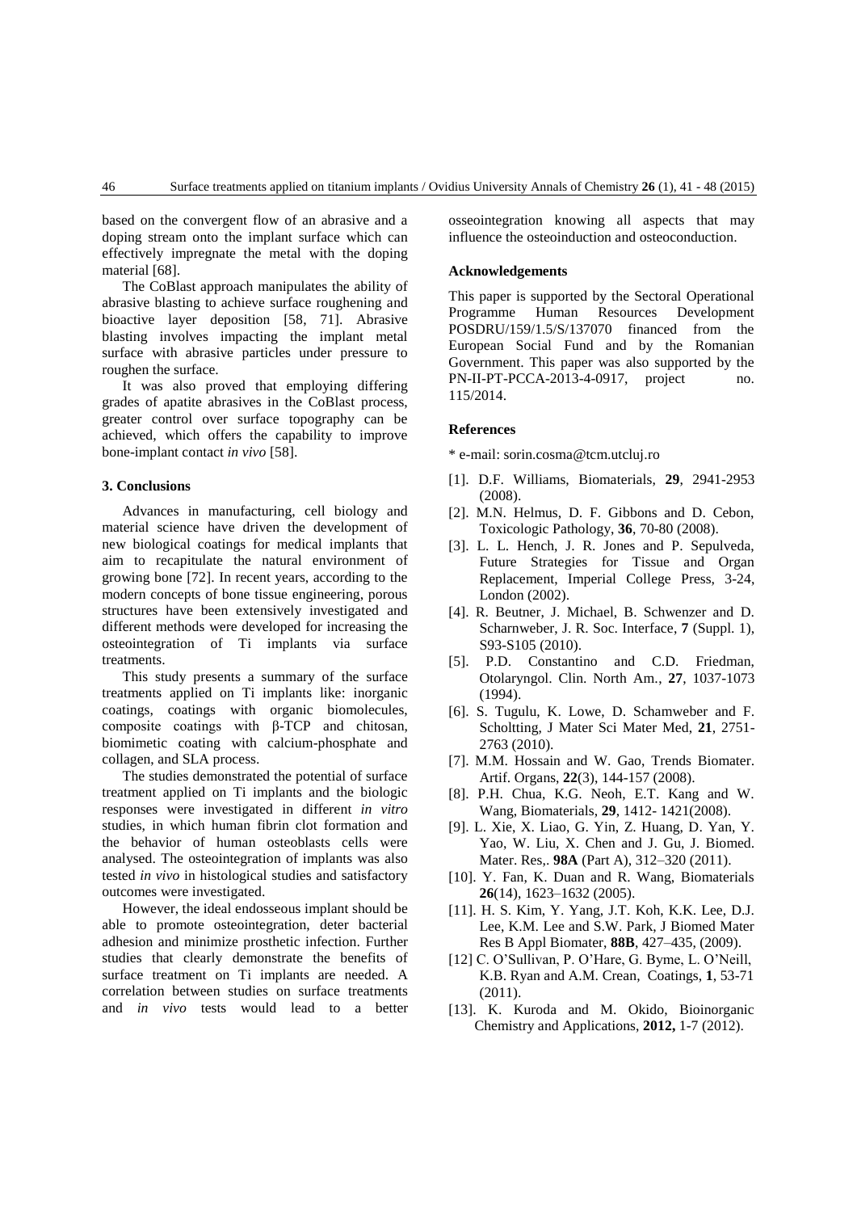based on the convergent flow of an abrasive and a doping stream onto the implant surface which can effectively impregnate the metal with the doping material [68].

The CoBlast approach manipulates the ability of abrasive blasting to achieve surface roughening and bioactive layer deposition [58, 71]. Abrasive blasting involves impacting the implant metal surface with abrasive particles under pressure to roughen the surface.

It was also proved that employing differing grades of apatite abrasives in the CoBlast process, greater control over surface topography can be achieved, which offers the capability to improve bone-implant contact *in vivo* [58].

### 3. Conclusions

Advances in manufacturing, cell biology and material science have driven the development of new biological coatings for medical implants that aim to recapitulate the natural environment of growing bone [72]. In recent years, according to the modern concepts of bone tissue engineering, porous structures have been extensively investigated and different methods were developed for increasing the osteointegration of Ti implants via surface treatments.

This study presents a summary of the surface treatments applied on Ti implants like: inorganic coatings, coatings with organic biomolecules, composite coatings with β-TCP and chitosan, biomimetic coating with calcium-phosphate and collagen, and SLA process.

The studies demonstrated the potential of surface treatment applied on Ti implants and the biologic responses were investigated in different *in vitro* studies, in which human fibrin clot formation and the behavior of human osteoblasts cells were analysed. The osteointegration of implants was also tested *in vivo* in histological studies and satisfactory outcomes were investigated.

However, the ideal endosseous implant should be able to promote osteointegration, deter bacterial adhesion and minimize prosthetic infection. Further studies that clearly demonstrate the benefits of surface treatment on Ti implants are needed. A correlation between studies on surface treatments and *in vivo* tests would lead to a better osseointegration knowing all aspects that may influence the osteoinduction and osteoconduction.

### Acknowledgements

This paper is supported by the Sectoral Operational Programme Human Resources Development POSDRU/159/1.5/S/137070 financed from the European Social Fund and by the Romanian Government. This paper was also supported by the PN-II-PT-PCCA-2013-4-0917, project no. 115/2014.

### References

* e-mail: sorin.cosma@tcm.utcluj.ro

[1]. D.F. Williams, Biomaterials, **29**, 2941-2953 (2008).

[2]. M.N. Helmus, D. F. Gibbons and D. Cebon, Toxicologic Pathology, **36**, 70-80 (2008).

[3]. L. L. Hench, J. R. Jones and P. Sepulveda, Future Strategies for Tissue and Organ Replacement, Imperial College Press, 3-24, London (2002).

[4]. R. Beutner, J. Michael, B. Schwenzer and D. Scharnweber, J. R. Soc. Interface, **7** (Suppl. 1), S93-S105 (2010).

[5]. P.D. Constantino and C.D. Friedman, Otolaryngol. Clin. North Am., **27**, 1037-1073 (1994).

[6]. S. Tugulu, K. Lowe, D. Schamweber and F. Scholtting, J Mater Sci Mater Med, **21**, 2751-2763 (2010).

[7]. M.M. Hossain and W. Gao, Trends Biomater. Artif. Organs, **22**(3), 144-157 (2008).

[8]. P.H. Chua, K.G. Neoh, E.T. Kang and W. Wang, Biomaterials, **29**, 1412- 1421(2008).

[9]. L. Xie, X. Liao, G. Yin, Z. Huang, D. Yan, Y. Yao, W. Liu, X. Chen and J. Gu, J. Biomed. Mater. Res,. **98A** (Part A), 312–320 (2011).

[10]. Y. Fan, K. Duan and R. Wang, Biomaterials **26**(14), 1623–1632 (2005).

[11]. H. S. Kim, Y. Yang, J.T. Koh, K.K. Lee, D.J. Lee, K.M. Lee and S.W. Park, J Biomed Mater Res B Appl Biomater, **88B**, 427–435, (2009).

[12] C. O'Sullivan, P. O'Hare, G. Byme, L. O'Neill, K.B. Ryan and A.M. Crean, Coatings, **1**, 53-71 (2011).

[13]. K. Kuroda and M. Okido, Bioinorganic Chemistry and Applications, **2012,** 1-7 (2012).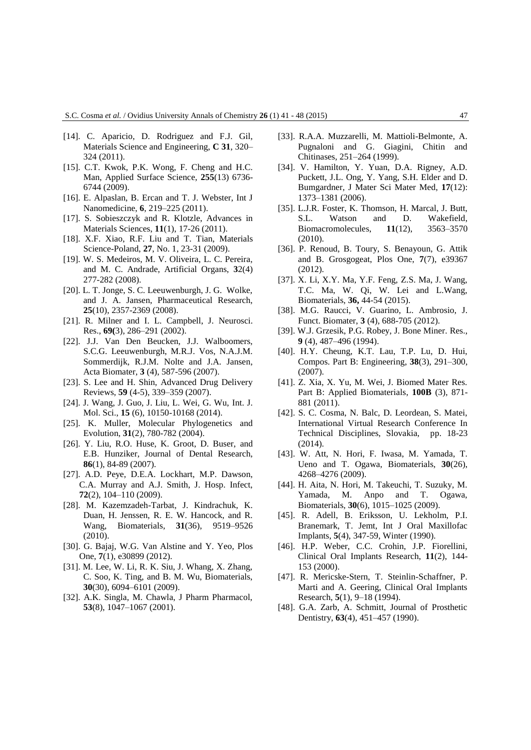[14]. C. Aparicio, D. Rodriguez and F.J. Gil, Materials Science and Engineering, **C 31**, 320–324 (2011).

[15]. C.T. Kwok, P.K. Wong, F. Cheng and H.C. Man, Applied Surface Science, **255**(13) 6736-6744 (2009).

[16]. E. Alpaslan, B. Ercan and T. J. Webster, Int J Nanomedicine, **6**, 219–225 (2011).

[17]. S. Sobieszczyk and R. Klotzle, Advances in Materials Sciences, **11**(1), 17-26 (2011).

[18]. X.F. Xiao, R.F. Liu and T. Tian, Materials Science-Poland, **27**, No. 1, 23-31 (2009).

[19]. W. S. Medeiros, M. V. Oliveira, L. C. Pereira, and M. C. Andrade, Artificial Organs, **3**2(4) 277-282 (2008).

[20]. L. T. Jonge, S. C. Leeuwenburgh, J. G. Wolke, and J. A. Jansen, Pharmaceutical Research, **25**(10), 2357-2369 (2008).

[21]. R. Milner and I. L. Campbell, J. Neurosci. Res., **69(**3), 286–291 (2002).

[22]. J.J. Van Den Beucken, J.J. Walboomers, S.C.G. Leeuwenburgh, M.R.J. Vos, N.A.J.M. Sommerdijk, R.J.M. Nolte and J.A. Jansen, Acta Biomater, **3** (4), 587-596 (2007).

[23]. S. Lee and H. Shin, Advanced Drug Delivery Reviews, **59** (4-5), 339–359 (2007).

[24]. J. Wang, J. Guo, J. Liu, L. Wei, G. Wu, Int. J. Mol. Sci., **15** (6), 10150-10168 (2014).

[25]. K. Muller, Molecular Phylogenetics and Evolution, **31**(2), 780-782 (2004).

[26]. Y. Liu, R.O. Huse, K. Groot, D. Buser, and E.B. Hunziker, Journal of Dental Research, **86**(1), 84-89 (2007).

[27]. A.D. Peye, D.E.A. Lockhart, M.P. Dawson, C.A. Murray and A.J. Smith, J. Hosp. Infect, **72**(2), 104–110 (2009).

[28]. M. Kazemzadeh-Tarbat, J. Kindrachuk, K. Duan, H. Jenssen, R. E. W. Hancock, and R. Wang, Biomaterials, **31**(36), 9519–9526 (2010).

[30]. G. Bajaj, W.G. Van Alstine and Y. Yeo, Plos One, **7**(1), e30899 (2012).

[31]. M. Lee, W. Li, R. K. Siu, J. Whang, X. Zhang, C. Soo, K. Ting, and B. M. Wu, Biomaterials, **30**(30), 6094–6101 (2009).

[32]. A.K. Singla, M. Chawla, J Pharm Pharmacol, **53**(8), 1047–1067 (2001).

[33]. R.A.A. Muzzarelli, M. Mattioli-Belmonte, A. Pugnaloni and G. Giagini, Chitin and Chitinases, 251–264 (1999).

[34]. V. Hamilton, Y. Yuan, D.A. Rigney, A.D. Puckett, J.L. Ong, Y. Yang, S.H. Elder and D. Bumgardner, J Mater Sci Mater Med, **17**(12): 1373–1381 (2006).

[35]. L.J.R. Foster, K. Thomson, H. Marcal, J. Butt, S.L. Watson and D. Wakefield, Biomacromolecules, **11**(12), 3563–3570 (2010).

[36]. P. Renoud, B. Toury, S. Benayoun, G. Attik and B. Grosgogeat, Plos One, **7**(7), e39367 (2012).

[37]. X. Li, X.Y. Ma, Y.F. Feng, Z.S. Ma, J. Wang, T.C. Ma, W. Qi, W. Lei and L.Wang, Biomaterials, **36,** 44-54 (2015).

[38]. M.G. Raucci, V. Guarino, L. Ambrosio, J. Funct. Biomater, **3** (4), 688-705 (2012).

[39]. W.J. Grzesik, P.G. Robey, J. Bone Miner. Res., **9** (4), 487–496 (1994).

[40]. H.Y. Cheung, K.T. Lau, T.P. Lu, D. Hui, Compos. Part B: Engineering, **38**(3), 291–300, (2007).

[41]. Z. Xia, X. Yu, M. Wei, J. Biomed Mater Res. Part B: Applied Biomaterials, **100B** (3), 871-881 (2011).

[42]. S. C. Cosma, N. Balc, D. Leordean, S. Matei, International Virtual Research Conference In Technical Disciplines, Slovakia, pp. 18-23 (2014).

[43]. W. Att, N. Hori, F. Iwasa, M. Yamada, T. Ueno and T. Ogawa, Biomaterials, **30**(26), 4268–4276 (2009).

[44]. H. Aita, N. Hori, M. Takeuchi, T. Suzuky, M. Yamada, M. Anpo and T. Ogawa, Biomaterials, **30**(6), 1015–1025 (2009).

[45]. R. Adell, B. Eriksson, U. Lekholm, P.I. Branemark, T. Jemt, Int J Oral Maxillofac Implants, **5**(4), 347-59, Winter (1990).

[46]. H.P. Weber, C.C. Crohin, J.P. Fiorellini, Clinical Oral Implants Research, **11**(2), 144-153 (2000).

[47]. R. Mericske-Stern, T. Steinlin-Schaffner, P. Marti and A. Geering, Clinical Oral Implants Research, **5**(1), 9–18 (1994).

[48]. G.A. Zarb, A. Schmitt, Journal of Prosthetic Dentistry, **63**(4), 451–457 (1990).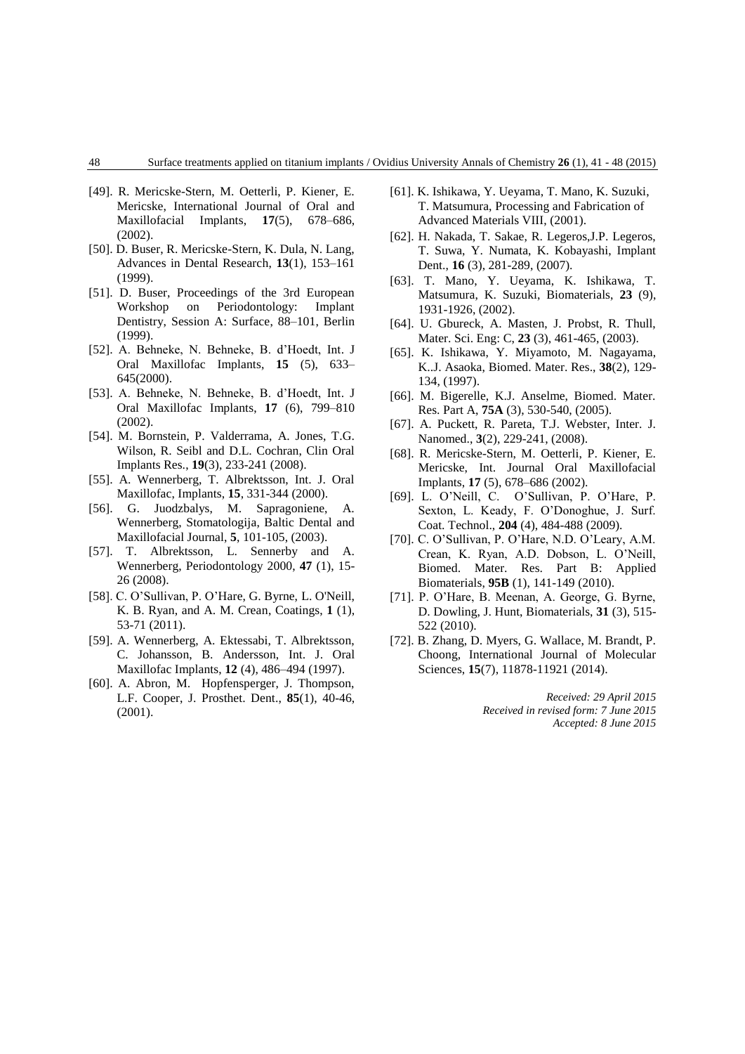[49]. R. Mericske-Stern, M. Oetterli, P. Kiener, E. Mericske, International Journal of Oral and Maxillofacial Implants, **17**(5), 678–686, (2002).

[50]. D. Buser, R. Mericske-Stern, K. Dula, N. Lang, Advances in Dental Research, **13**(1), 153–161 (1999).

[51]. D. Buser, Proceedings of the 3rd European Workshop on Periodontology: Implant Dentistry, Session A: Surface, 88–101, Berlin (1999).

[52]. A. Behneke, N. Behneke, B. d'Hoedt, Int. J Oral Maxillofac Implants, **15** (5), 633–645(2000).

[53]. A. Behneke, N. Behneke, B. d'Hoedt, Int. J Oral Maxillofac Implants, **17** (6), 799–810 (2002).

[54]. M. Bornstein, P. Valderrama, A. Jones, T.G. Wilson, R. Seibl and D.L. Cochran, Clin Oral Implants Res., **19**(3), 233-241 (2008).

[55]. A. Wennerberg, T. Albrektsson, Int. J. Oral Maxillofac, Implants, **15**, 331-344 (2000).

[56]. G. Juodzbalys, M. Sapragoniene, A. Wennerberg, Stomatologija, Baltic Dental and Maxillofacial Journal, **5**, 101-105, (2003).

[57]. T. Albrektsson, L. Sennerby and A. Wennerberg, Periodontology 2000, **47** (1), 15-26 (2008).

[58]. C. O'Sullivan, P. O'Hare, G. Byrne, L. O'Neill, K. B. Ryan, and A. M. Crean, Coatings, **1** (1), 53-71 (2011).

[59]. A. Wennerberg, A. Ektessabi, T. Albrektsson, C. Johansson, B. Andersson, Int. J. Oral Maxillofac Implants, **12** (4), 486–494 (1997).

[60]. A. Abron, M. Hopfensperger, J. Thompson, L.F. Cooper, J. Prosthet. Dent., **85**(1), 40-46, (2001).

[61]. K. Ishikawa, Y. Ueyama, T. Mano, K. Suzuki, T. Matsumura, Processing and Fabrication of Advanced Materials VIII, (2001).

[62]. H. Nakada, T. Sakae, R. Legeros,J.P. Legeros, T. Suwa, Y. Numata, K. Kobayashi, Implant Dent., **16** (3), 281-289, (2007).

[63]. T. Mano, Y. Ueyama, K. Ishikawa, T. Matsumura, K. Suzuki, Biomaterials, **23** (9), 1931-1926, (2002).

[64]. U. Gbureck, A. Masten, J. Probst, R. Thull, Mater. Sci. Eng: C, **23** (3), 461-465, (2003).

[65]. K. Ishikawa, Y. Miyamoto, M. Nagayama, K..J. Asaoka, Biomed. Mater. Res., **38**(2), 129-134, (1997).

[66]. M. Bigerelle, K.J. Anselme, Biomed. Mater. Res. Part A, **75A** (3), 530-540, (2005).

[67]. A. Puckett, R. Pareta, T.J. Webster, Inter. J. Nanomed., **3**(2), 229-241, (2008).

[68]. R. Mericske-Stern, M. Oetterli, P. Kiener, E. Mericske, Int. Journal Oral Maxillofacial Implants, **17** (5), 678–686 (2002).

[69]. L. O'Neill, C. O'Sullivan, P. O'Hare, P. Sexton, L. Keady, F. O'Donoghue, J. Surf. Coat. Technol., **204** (4), 484-488 (2009).

[70]. C. O'Sullivan, P. O'Hare, N.D. O'Leary, A.M. Crean, K. Ryan, A.D. Dobson, L. O'Neill, Biomed. Mater. Res. Part B: Applied Biomaterials, **95B** (1), 141-149 (2010).

[71]. P. O'Hare, B. Meenan, A. George, G. Byrne, D. Dowling, J. Hunt, Biomaterials, **31** (3), 515-522 (2010).

[72]. B. Zhang, D. Myers, G. Wallace, M. Brandt, P. Choong, International Journal of Molecular Sciences, **15**(7), 11878-11921 (2014).

*Received: 29 April 2015*
*Received in revised form: 7 June 2015*
*Accepted: 8 June 2015*